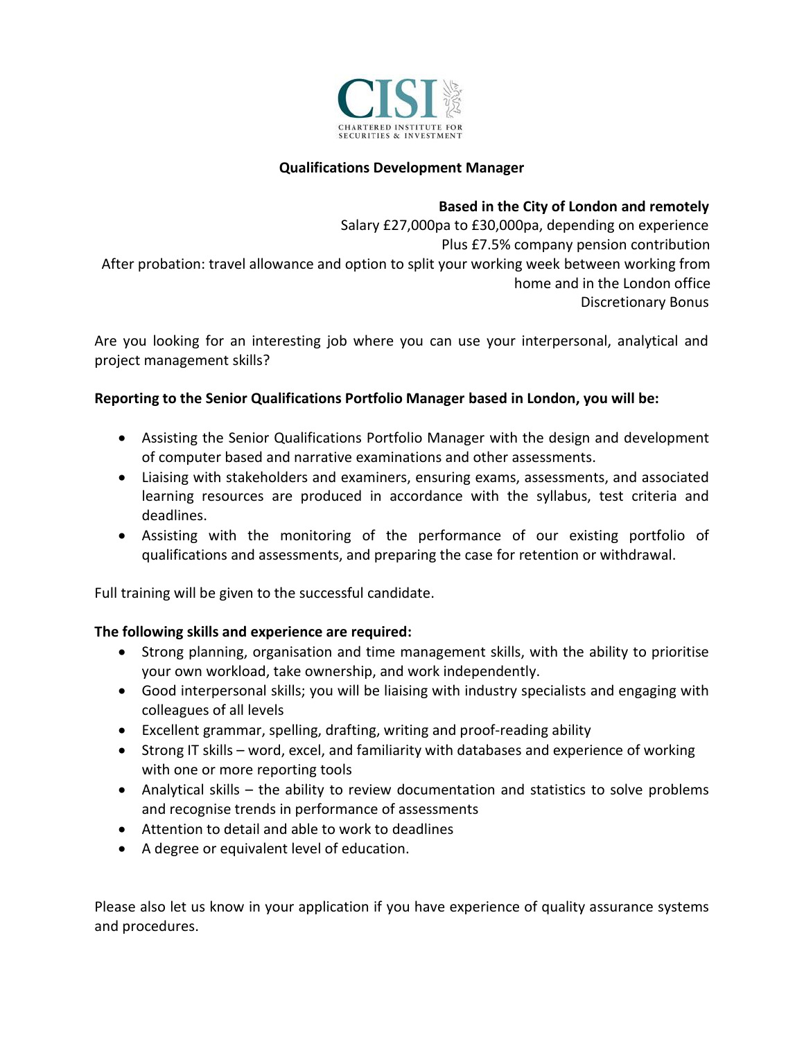CISI

CHARTERED INSTITUTE FOR SECURITIES & INVESTMENT

# Qualifications Development Manager

**Based in the City of London and remotely**
Salary £27,000pa to £30,000pa, depending on experience
Plus £7.5% company pension contribution
After probation: travel allowance and option to split your working week between working from home and in the London office
Discretionary Bonus

Are you looking for an interesting job where you can use your interpersonal, analytical and project management skills?

**Reporting to the Senior Qualifications Portfolio Manager based in London, you will be:**

- Assisting the Senior Qualifications Portfolio Manager with the design and development of computer based and narrative examinations and other assessments.
- Liaising with stakeholders and examiners, ensuring exams, assessments, and associated learning resources are produced in accordance with the syllabus, test criteria and deadlines.
- Assisting with the monitoring of the performance of our existing portfolio of qualifications and assessments, and preparing the case for retention or withdrawal.

Full training will be given to the successful candidate.

**The following skills and experience are required:**

- Strong planning, organisation and time management skills, with the ability to prioritise your own workload, take ownership, and work independently.
- Good interpersonal skills; you will be liaising with industry specialists and engaging with colleagues of all levels
- Excellent grammar, spelling, drafting, writing and proof-reading ability
- Strong IT skills – word, excel, and familiarity with databases and experience of working with one or more reporting tools
- Analytical skills – the ability to review documentation and statistics to solve problems and recognise trends in performance of assessments
- Attention to detail and able to work to deadlines
- A degree or equivalent level of education.

Please also let us know in your application if you have experience of quality assurance systems and procedures.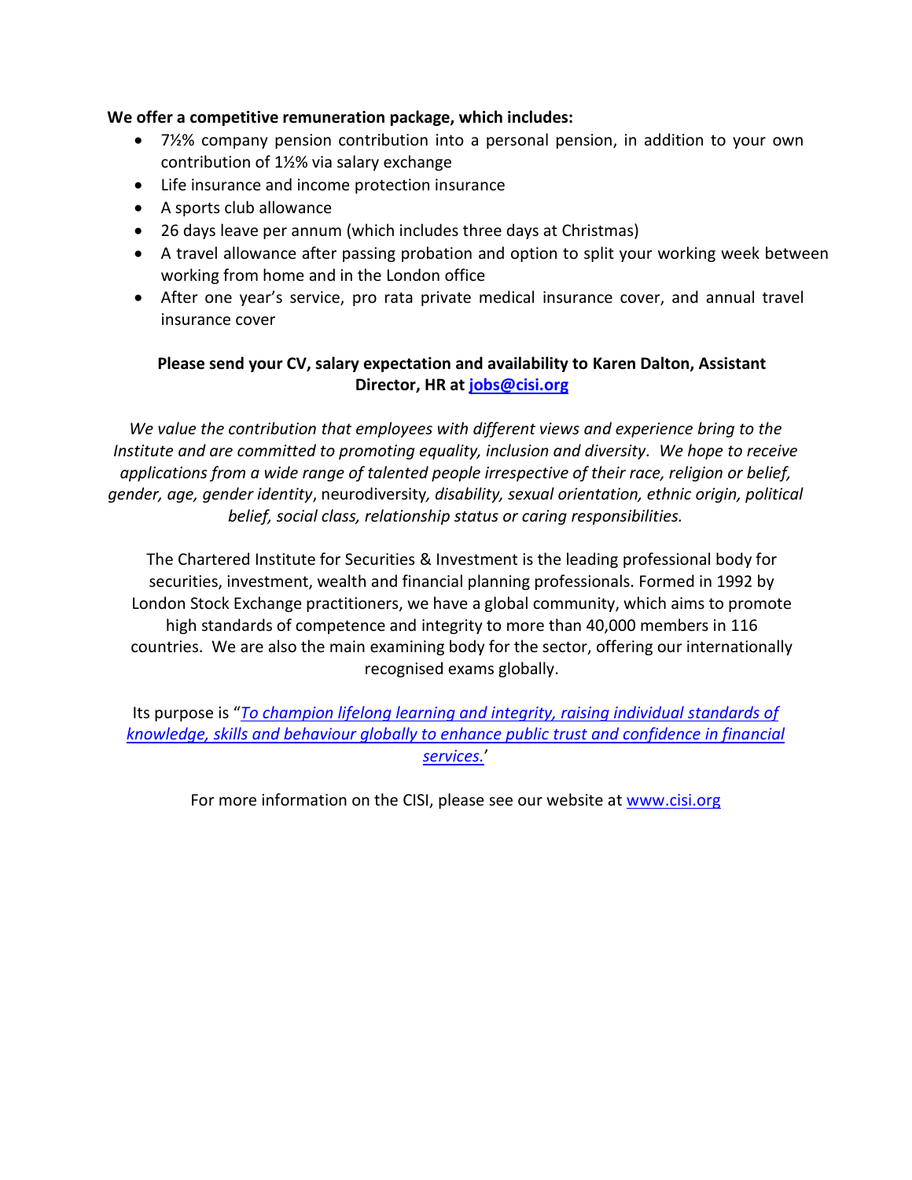**We offer a competitive remuneration package, which includes:**

- 7½% company pension contribution into a personal pension, in addition to your own contribution of 1½% via salary exchange
- Life insurance and income protection insurance
- A sports club allowance
- 26 days leave per annum (which includes three days at Christmas)
- A travel allowance after passing probation and option to split your working week between working from home and in the London office
- After one year's service, pro rata private medical insurance cover, and annual travel insurance cover

**Please send your CV, salary expectation and availability to Karen Dalton, Assistant Director, HR at [jobs@cisi.org](mailto:jobs@cisi.org)**

*We value the contribution that employees with different views and experience bring to the Institute and are committed to promoting equality, inclusion and diversity. We hope to receive applications from a wide range of talented people irrespective of their race, religion or belief, gender, age, gender identity*, neurodiversity*, disability, sexual orientation, ethnic origin, political belief, social class, relationship status or caring responsibilities.*

The Chartered Institute for Securities & Investment is the leading professional body for securities, investment, wealth and financial planning professionals. Formed in 1992 by London Stock Exchange practitioners, we have a global community, which aims to promote high standards of competence and integrity to more than 40,000 members in 116 countries. We are also the main examining body for the sector, offering our internationally recognised exams globally.

Its purpose is "*To champion lifelong learning and integrity, raising individual standards of knowledge, skills and behaviour globally to enhance public trust and confidence in financial services.*'

For more information on the CISI, please see our website at [www.cisi.org](http://www.cisi.org)